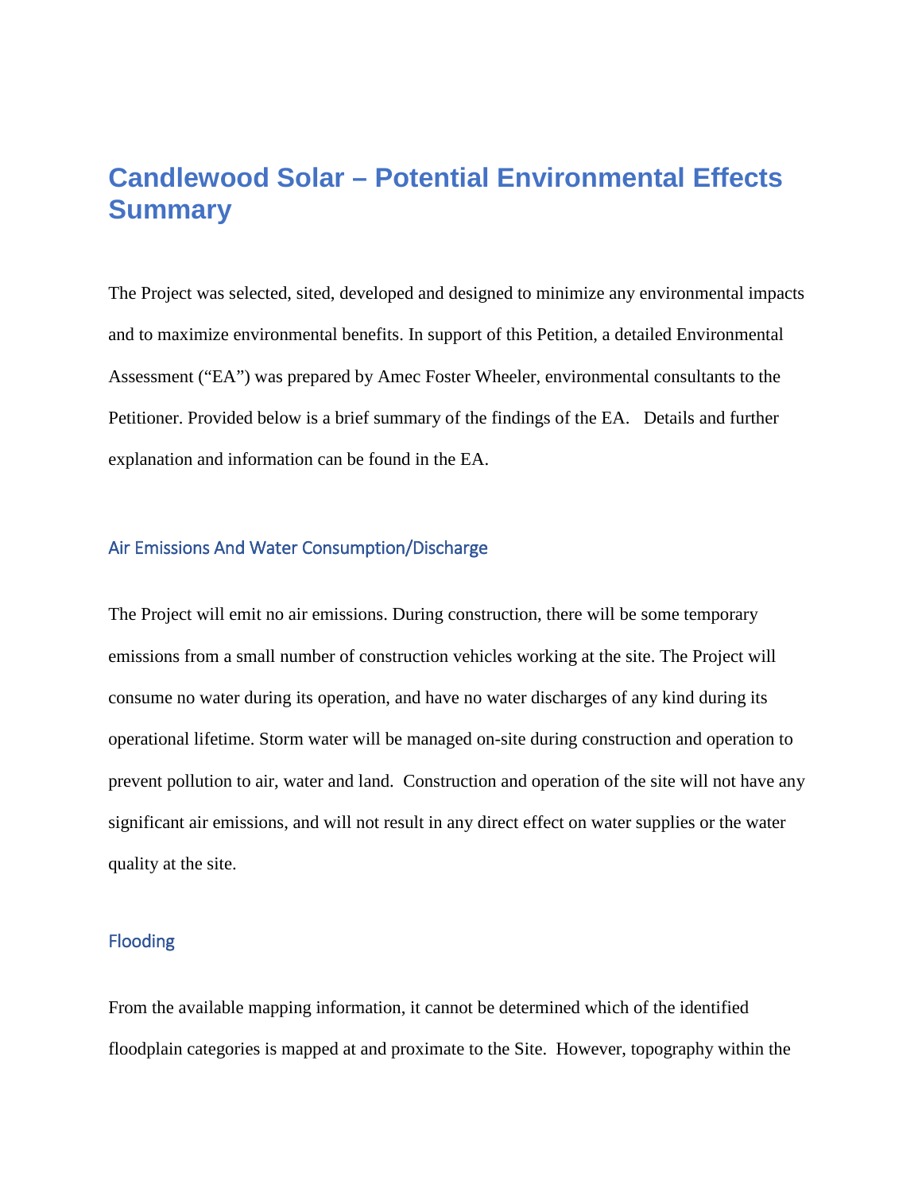# Candlewood Solar – Potential Environmental Effects Summary

The Project was selected, sited, developed and designed to minimize any environmental impacts and to maximize environmental benefits. In support of this Petition, a detailed Environmental Assessment ("EA") was prepared by Amec Foster Wheeler, environmental consultants to the Petitioner. Provided below is a brief summary of the findings of the EA. Details and further explanation and information can be found in the EA.

## Air Emissions And Water Consumption/Discharge

The Project will emit no air emissions. During construction, there will be some temporary emissions from a small number of construction vehicles working at the site. The Project will consume no water during its operation, and have no water discharges of any kind during its operational lifetime. Storm water will be managed on-site during construction and operation to prevent pollution to air, water and land. Construction and operation of the site will not have any significant air emissions, and will not result in any direct effect on water supplies or the water quality at the site.

## Flooding

From the available mapping information, it cannot be determined which of the identified floodplain categories is mapped at and proximate to the Site. However, topography within the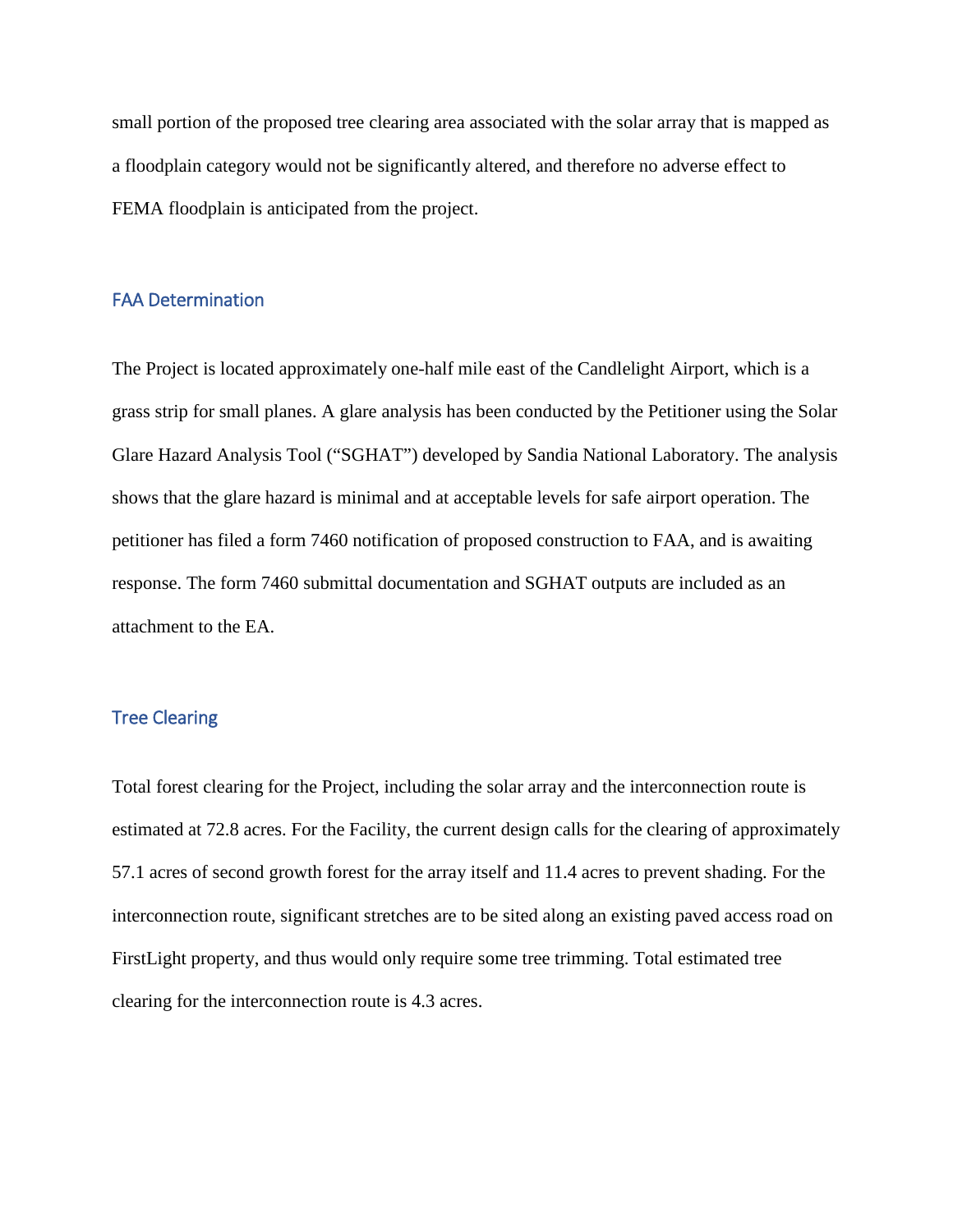small portion of the proposed tree clearing area associated with the solar array that is mapped as a floodplain category would not be significantly altered, and therefore no adverse effect to FEMA floodplain is anticipated from the project.

## FAA Determination

The Project is located approximately one-half mile east of the Candlelight Airport, which is a grass strip for small planes. A glare analysis has been conducted by the Petitioner using the Solar Glare Hazard Analysis Tool ("SGHAT") developed by Sandia National Laboratory. The analysis shows that the glare hazard is minimal and at acceptable levels for safe airport operation. The petitioner has filed a form 7460 notification of proposed construction to FAA, and is awaiting response. The form 7460 submittal documentation and SGHAT outputs are included as an attachment to the EA.

## Tree Clearing

Total forest clearing for the Project, including the solar array and the interconnection route is estimated at 72.8 acres. For the Facility, the current design calls for the clearing of approximately 57.1 acres of second growth forest for the array itself and 11.4 acres to prevent shading. For the interconnection route, significant stretches are to be sited along an existing paved access road on FirstLight property, and thus would only require some tree trimming. Total estimated tree clearing for the interconnection route is 4.3 acres.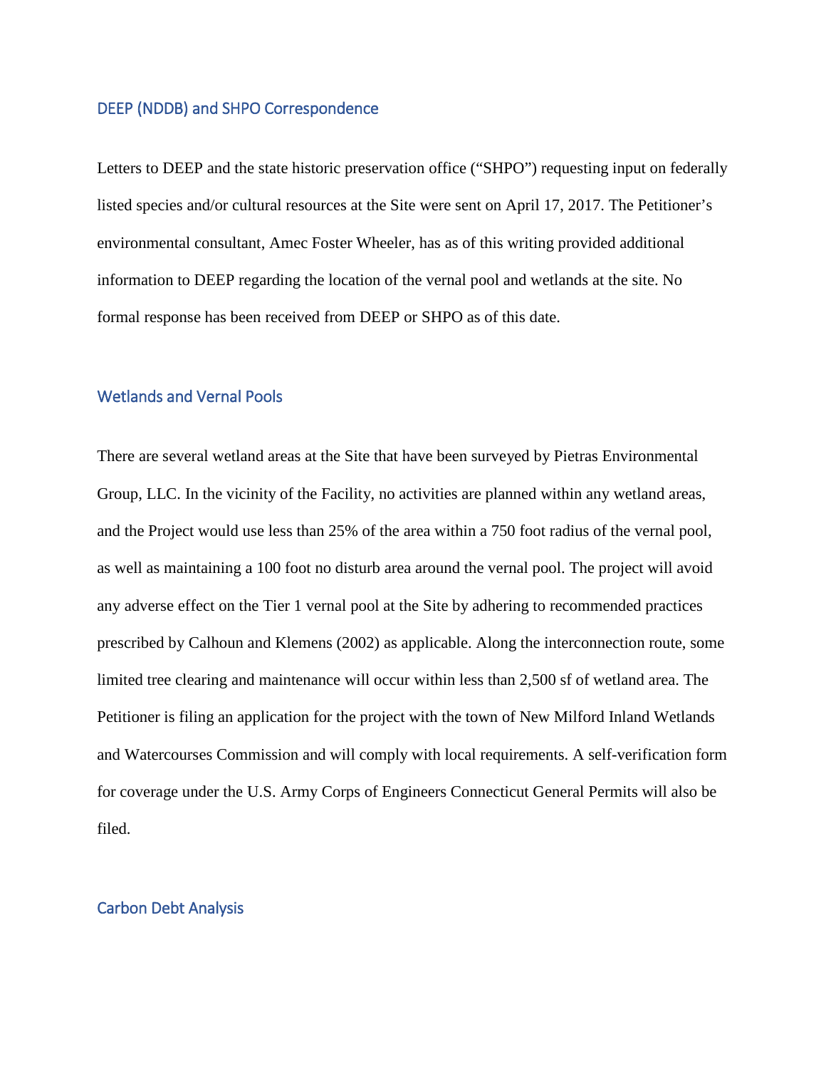## DEEP (NDDB) and SHPO Correspondence

Letters to DEEP and the state historic preservation office ("SHPO") requesting input on federally listed species and/or cultural resources at the Site were sent on April 17, 2017. The Petitioner's environmental consultant, Amec Foster Wheeler, has as of this writing provided additional information to DEEP regarding the location of the vernal pool and wetlands at the site. No formal response has been received from DEEP or SHPO as of this date.

## Wetlands and Vernal Pools

There are several wetland areas at the Site that have been surveyed by Pietras Environmental Group, LLC. In the vicinity of the Facility, no activities are planned within any wetland areas, and the Project would use less than 25% of the area within a 750 foot radius of the vernal pool, as well as maintaining a 100 foot no disturb area around the vernal pool. The project will avoid any adverse effect on the Tier 1 vernal pool at the Site by adhering to recommended practices prescribed by Calhoun and Klemens (2002) as applicable. Along the interconnection route, some limited tree clearing and maintenance will occur within less than 2,500 sf of wetland area. The Petitioner is filing an application for the project with the town of New Milford Inland Wetlands and Watercourses Commission and will comply with local requirements. A self-verification form for coverage under the U.S. Army Corps of Engineers Connecticut General Permits will also be filed.

## Carbon Debt Analysis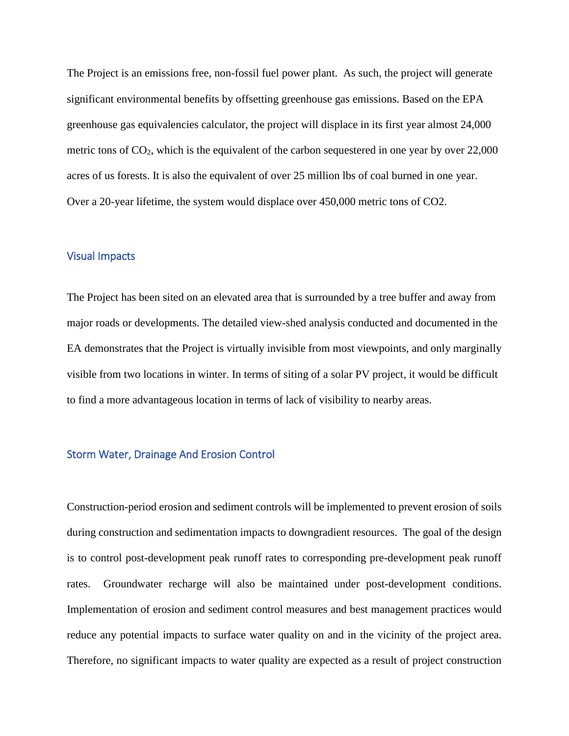The Project is an emissions free, non-fossil fuel power plant. As such, the project will generate significant environmental benefits by offsetting greenhouse gas emissions. Based on the EPA greenhouse gas equivalencies calculator, the project will displace in its first year almost 24,000 metric tons of $CO_2$, which is the equivalent of the carbon sequestered in one year by over 22,000 acres of us forests. It is also the equivalent of over 25 million lbs of coal burned in one year. Over a 20-year lifetime, the system would displace over 450,000 metric tons of CO2.

## Visual Impacts

The Project has been sited on an elevated area that is surrounded by a tree buffer and away from major roads or developments. The detailed view-shed analysis conducted and documented in the EA demonstrates that the Project is virtually invisible from most viewpoints, and only marginally visible from two locations in winter. In terms of siting of a solar PV project, it would be difficult to find a more advantageous location in terms of lack of visibility to nearby areas.

## Storm Water, Drainage And Erosion Control

Construction-period erosion and sediment controls will be implemented to prevent erosion of soils during construction and sedimentation impacts to downgradient resources. The goal of the design is to control post-development peak runoff rates to corresponding pre-development peak runoff rates. Groundwater recharge will also be maintained under post-development conditions. Implementation of erosion and sediment control measures and best management practices would reduce any potential impacts to surface water quality on and in the vicinity of the project area. Therefore, no significant impacts to water quality are expected as a result of project construction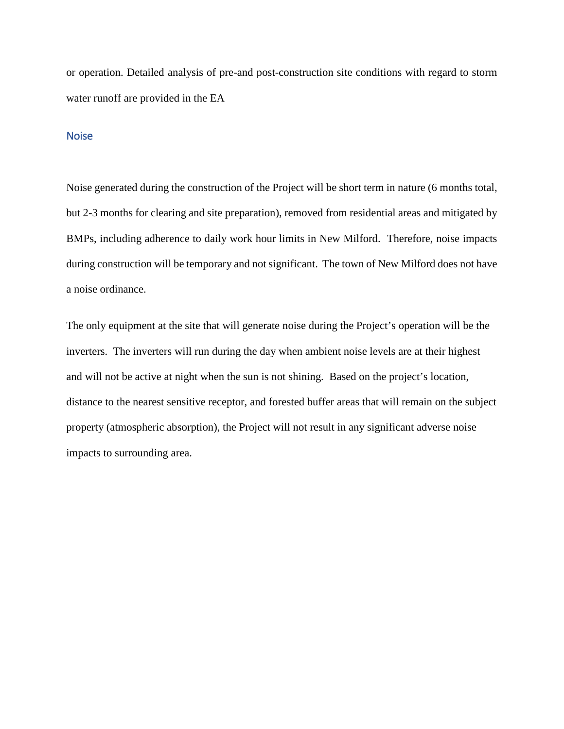or operation. Detailed analysis of pre-and post-construction site conditions with regard to storm water runoff are provided in the EA

## Noise

Noise generated during the construction of the Project will be short term in nature (6 months total, but 2-3 months for clearing and site preparation), removed from residential areas and mitigated by BMPs, including adherence to daily work hour limits in New Milford. Therefore, noise impacts during construction will be temporary and not significant. The town of New Milford does not have a noise ordinance.

The only equipment at the site that will generate noise during the Project's operation will be the inverters. The inverters will run during the day when ambient noise levels are at their highest and will not be active at night when the sun is not shining. Based on the project's location, distance to the nearest sensitive receptor, and forested buffer areas that will remain on the subject property (atmospheric absorption), the Project will not result in any significant adverse noise impacts to surrounding area.